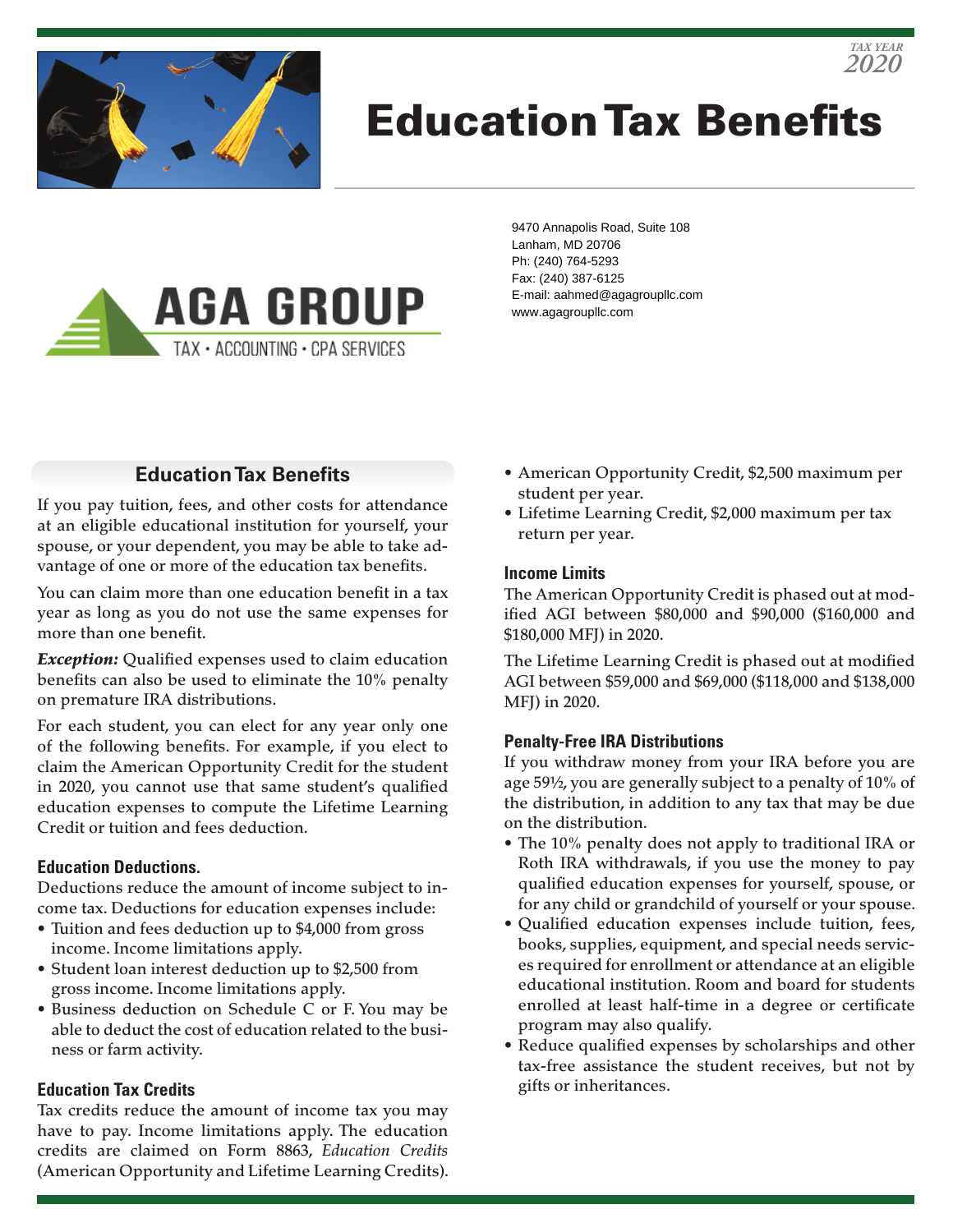TAX YEAR
2020

# Education Tax Benefits

AGA GROUP
TAX • ACCOUNTING • CPA SERVICES

9470 Annapolis Road, Suite 108
Lanham, MD 20706
Ph: (240) 764-5293
Fax: (240) 387-6125
E-mail: aahmed@agagroupllc.com
www.agagroupllc.com

## Education Tax Benefits

If you pay tuition, fees, and other costs for attendance at an eligible educational institution for yourself, your spouse, or your dependent, you may be able to take advantage of one or more of the education tax benefits.

You can claim more than one education benefit in a tax year as long as you do not use the same expenses for more than one benefit.

***Exception:*** Qualified expenses used to claim education benefits can also be used to eliminate the 10% penalty on premature IRA distributions.

For each student, you can elect for any year only one of the following benefits. For example, if you elect to claim the American Opportunity Credit for the student in 2020, you cannot use that same student's qualified education expenses to compute the Lifetime Learning Credit or tuition and fees deduction.

### Education Deductions.

Deductions reduce the amount of income subject to income tax. Deductions for education expenses include:

- Tuition and fees deduction up to $4,000 from gross income. Income limitations apply.
- Student loan interest deduction up to $2,500 from gross income. Income limitations apply.
- Business deduction on Schedule C or F. You may be able to deduct the cost of education related to the business or farm activity.

### Education Tax Credits

Tax credits reduce the amount of income tax you may have to pay. Income limitations apply. The education credits are claimed on Form 8863, *Education Credits* (American Opportunity and Lifetime Learning Credits).

- American Opportunity Credit, $2,500 maximum per student per year.
- Lifetime Learning Credit, $2,000 maximum per tax return per year.

### Income Limits

The American Opportunity Credit is phased out at modified AGI between $80,000 and $90,000 ($160,000 and $180,000 MFJ) in 2020.

The Lifetime Learning Credit is phased out at modified AGI between $59,000 and $69,000 ($118,000 and $138,000 MFJ) in 2020.

### Penalty-Free IRA Distributions

If you withdraw money from your IRA before you are age 59½, you are generally subject to a penalty of 10% of the distribution, in addition to any tax that may be due on the distribution.

- The 10% penalty does not apply to traditional IRA or Roth IRA withdrawals, if you use the money to pay qualified education expenses for yourself, spouse, or for any child or grandchild of yourself or your spouse.
- Qualified education expenses include tuition, fees, books, supplies, equipment, and special needs services required for enrollment or attendance at an eligible educational institution. Room and board for students enrolled at least half-time in a degree or certificate program may also qualify.
- Reduce qualified expenses by scholarships and other tax-free assistance the student receives, but not by gifts or inheritances.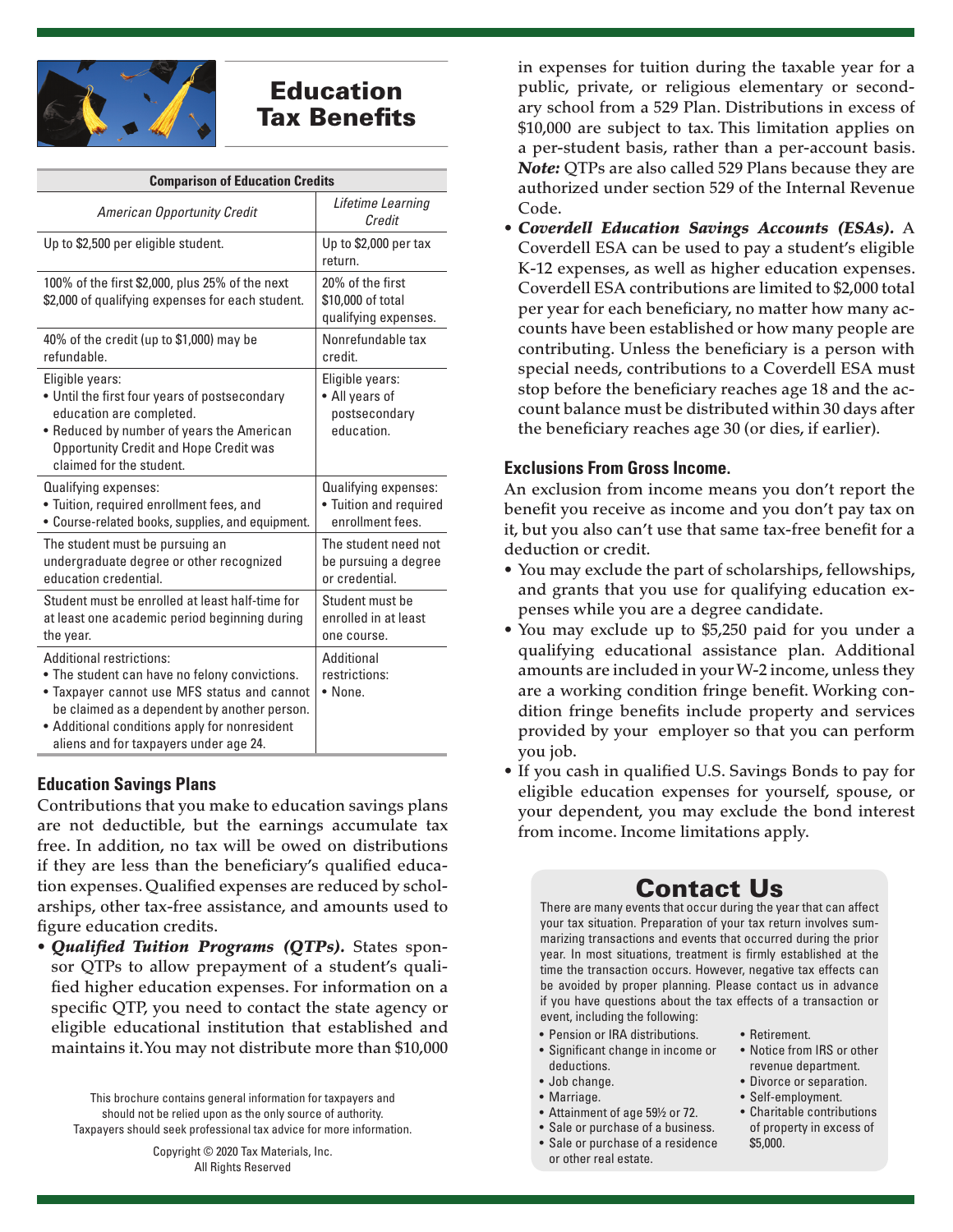# Education Tax Benefits

| Comparison of Education Credits | |
|---|---|
| *American Opportunity Credit* | *Lifetime Learning Credit* |
| Up to $2,500 per eligible student. | Up to $2,000 per tax return. |
| 100% of the first $2,000, plus 25% of the next $2,000 of qualifying expenses for each student. | 20% of the first $10,000 of total qualifying expenses. |
| 40% of the credit (up to $1,000) may be refundable. | Nonrefundable tax credit. |
| Eligible years:<br>• Until the first four years of postsecondary education are completed.<br>• Reduced by number of years the American Opportunity Credit and Hope Credit was claimed for the student. | Eligible years:<br>• All years of postsecondary education. |
| Qualifying expenses:<br>• Tuition, required enrollment fees, and<br>• Course-related books, supplies, and equipment. | Qualifying expenses:<br>• Tuition and required enrollment fees. |
| The student must be pursuing an undergraduate degree or other recognized education credential. | The student need not be pursuing a degree or credential. |
| Student must be enrolled at least half-time for at least one academic period beginning during the year. | Student must be enrolled in at least one course. |
| Additional restrictions:<br>• The student can have no felony convictions.<br>• Taxpayer cannot use MFS status and cannot be claimed as a dependent by another person.<br>• Additional conditions apply for nonresident aliens and for taxpayers under age 24. | Additional restrictions:<br>• None. |

### Education Savings Plans

Contributions that you make to education savings plans are not deductible, but the earnings accumulate tax free. In addition, no tax will be owed on distributions if they are less than the beneficiary's qualified education expenses. Qualified expenses are reduced by scholarships, other tax-free assistance, and amounts used to figure education credits.

- ***Qualified Tuition Programs (QTPs).*** States sponsor QTPs to allow prepayment of a student's qualified higher education expenses. For information on a specific QTP, you need to contact the state agency or eligible educational institution that established and maintains it. You may not distribute more than $10,000 in expenses for tuition during the taxable year for a public, private, or religious elementary or secondary school from a 529 Plan. Distributions in excess of $10,000 are subject to tax. This limitation applies on a per-student basis, rather than a per-account basis. ***Note:*** QTPs are also called 529 Plans because they are authorized under section 529 of the Internal Revenue Code.
- ***Coverdell Education Savings Accounts (ESAs).*** A Coverdell ESA can be used to pay a student's eligible K-12 expenses, as well as higher education expenses. Coverdell ESA contributions are limited to $2,000 total per year for each beneficiary, no matter how many accounts have been established or how many people are contributing. Unless the beneficiary is a person with special needs, contributions to a Coverdell ESA must stop before the beneficiary reaches age 18 and the account balance must be distributed within 30 days after the beneficiary reaches age 30 (or dies, if earlier).

### Exclusions From Gross Income.

An exclusion from income means you don't report the benefit you receive as income and you don't pay tax on it, but you also can't use that same tax-free benefit for a deduction or credit.

- You may exclude the part of scholarships, fellowships, and grants that you use for qualifying education expenses while you are a degree candidate.
- You may exclude up to $5,250 paid for you under a qualifying educational assistance plan. Additional amounts are included in your W-2 income, unless they are a working condition fringe benefit. Working condition fringe benefits include property and services provided by your employer so that you can perform you job.
- If you cash in qualified U.S. Savings Bonds to pay for eligible education expenses for yourself, spouse, or your dependent, you may exclude the bond interest from income. Income limitations apply.

## Contact Us

There are many events that occur during the year that can affect your tax situation. Preparation of your tax return involves summarizing transactions and events that occurred during the prior year. In most situations, treatment is firmly established at the time the transaction occurs. However, negative tax effects can be avoided by proper planning. Please contact us in advance if you have questions about the tax effects of a transaction or event, including the following:

- Pension or IRA distributions.
- Significant change in income or deductions.
- Job change.
- Marriage.
- Attainment of age 59½ or 72.
- Sale or purchase of a business.
- Sale or purchase of a residence or other real estate.
- Retirement.
- Notice from IRS or other revenue department.
- Divorce or separation.
- Self-employment.
- Charitable contributions of property in excess of $5,000.

This brochure contains general information for taxpayers and should not be relied upon as the only source of authority. Taxpayers should seek professional tax advice for more information.

Copyright © 2020 Tax Materials, Inc.
All Rights Reserved